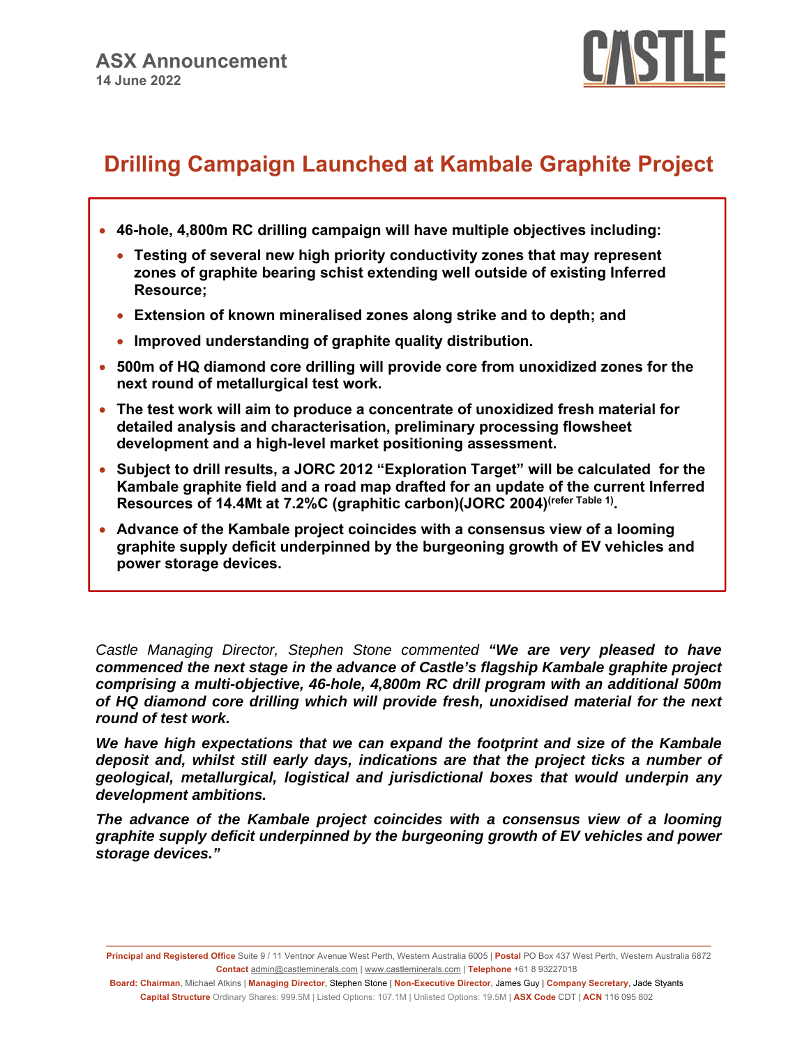**ASX Announcement**
**14 June 2022**

# Drilling Campaign Launched at Kambale Graphite Project

- **46-hole, 4,800m RC drilling campaign will have multiple objectives including:**
  - **Testing of several new high priority conductivity zones that may represent zones of graphite bearing schist extending well outside of existing Inferred Resource;**
  - **Extension of known mineralised zones along strike and to depth; and**
  - **Improved understanding of graphite quality distribution.**
- **500m of HQ diamond core drilling will provide core from unoxidized zones for the next round of metallurgical test work.**
- **The test work will aim to produce a concentrate of unoxidized fresh material for detailed analysis and characterisation, preliminary processing flowsheet development and a high-level market positioning assessment.**
- **Subject to drill results, a JORC 2012 "Exploration Target" will be calculated for the Kambale graphite field and a road map drafted for an update of the current Inferred Resources of 14.4Mt at 7.2%C (graphitic carbon)(JORC 2004)(refer Table 1).**
- **Advance of the Kambale project coincides with a consensus view of a looming graphite supply deficit underpinned by the burgeoning growth of EV vehicles and power storage devices.**

*Castle Managing Director, Stephen Stone commented* ***"We are very pleased to have commenced the next stage in the advance of Castle's flagship Kambale graphite project comprising a multi-objective, 46-hole, 4,800m RC drill program with an additional 500m of HQ diamond core drilling which will provide fresh, unoxidised material for the next round of test work.***

***We have high expectations that we can expand the footprint and size of the Kambale deposit and, whilst still early days, indications are that the project ticks a number of geological, metallurgical, logistical and jurisdictional boxes that would underpin any development ambitions.***

***The advance of the Kambale project coincides with a consensus view of a looming graphite supply deficit underpinned by the burgeoning growth of EV vehicles and power storage devices."***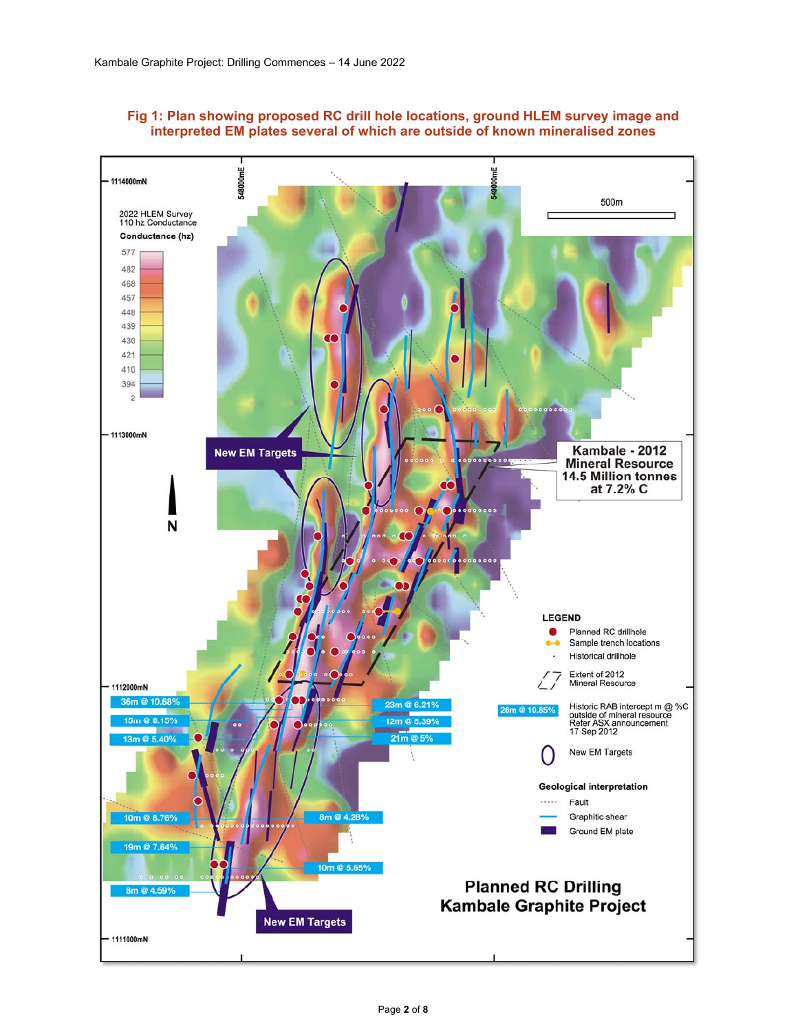**Fig 1: Plan showing proposed RC drill hole locations, ground HLEM survey image and interpreted EM plates several of which are outside of known mineralised zones**

1114000mN

548000mE

549000mE

500m

2022 HLEM Survey
110 hz Conductance

**Conductance (hz)**

577
482
468
457
448
439
430
421
410
394
2

1113000mN

**New EM Targets**

**N**

**Kambale - 2012 Mineral Resource 14.5 Million tonnes at 7.2% C**

**LEGEND**

- Planned RC drillhole
- Sample trench locations
- Historical drillhole
- Extent of 2012 Mineral Resource
- 26m @ 10.85% — Historic RAB intercept m @ %C outside of mineral resource Refer ASX announcement 17 Sep 2012
- New EM Targets

**Geological interpretation**

- Fault
- Graphitic shear
- Ground EM plate

1112000mN

36m @ 10.68%
15m @ 6.15%
13m @ 5.40%
23m @ 6.21%
12m @ 5.39%
21m @ 5%
10m @ 8.76%
8m @ 4.26%
19m @ 7.64%
10m @ 5.65%
8m @ 4.59%

**New EM Targets**

**Planned RC Drilling**
**Kambale Graphite Project**

1111000mN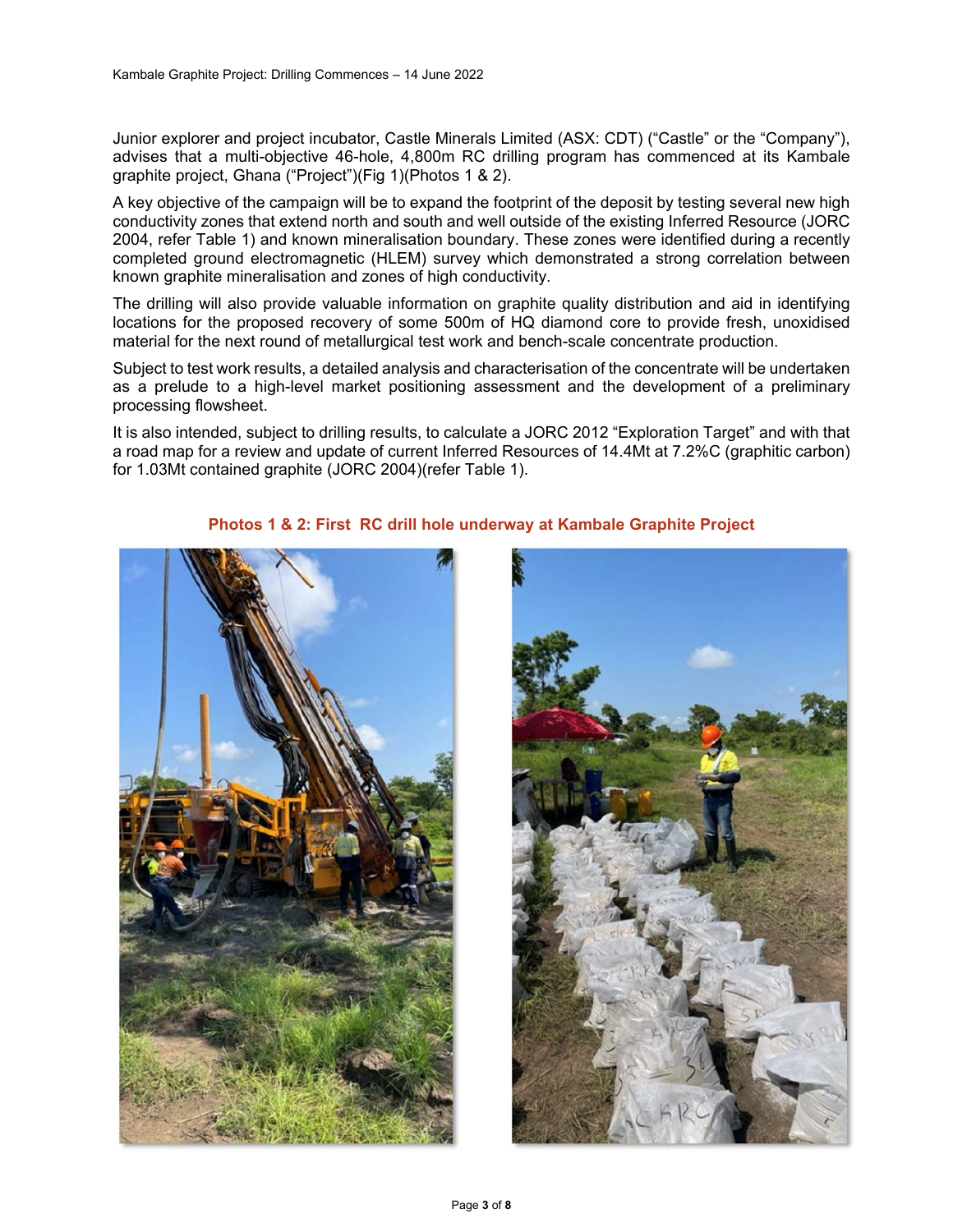Junior explorer and project incubator, Castle Minerals Limited (ASX: CDT) ("Castle" or the "Company"), advises that a multi-objective 46-hole, 4,800m RC drilling program has commenced at its Kambale graphite project, Ghana ("Project")(Fig 1)(Photos 1 & 2).

A key objective of the campaign will be to expand the footprint of the deposit by testing several new high conductivity zones that extend north and south and well outside of the existing Inferred Resource (JORC 2004, refer Table 1) and known mineralisation boundary. These zones were identified during a recently completed ground electromagnetic (HLEM) survey which demonstrated a strong correlation between known graphite mineralisation and zones of high conductivity.

The drilling will also provide valuable information on graphite quality distribution and aid in identifying locations for the proposed recovery of some 500m of HQ diamond core to provide fresh, unoxidised material for the next round of metallurgical test work and bench-scale concentrate production.

Subject to test work results, a detailed analysis and characterisation of the concentrate will be undertaken as a prelude to a high-level market positioning assessment and the development of a preliminary processing flowsheet.

It is also intended, subject to drilling results, to calculate a JORC 2012 "Exploration Target" and with that a road map for a review and update of current Inferred Resources of 14.4Mt at 7.2%C (graphitic carbon) for 1.03Mt contained graphite (JORC 2004)(refer Table 1).

**Photos 1 & 2: First RC drill hole underway at Kambale Graphite Project**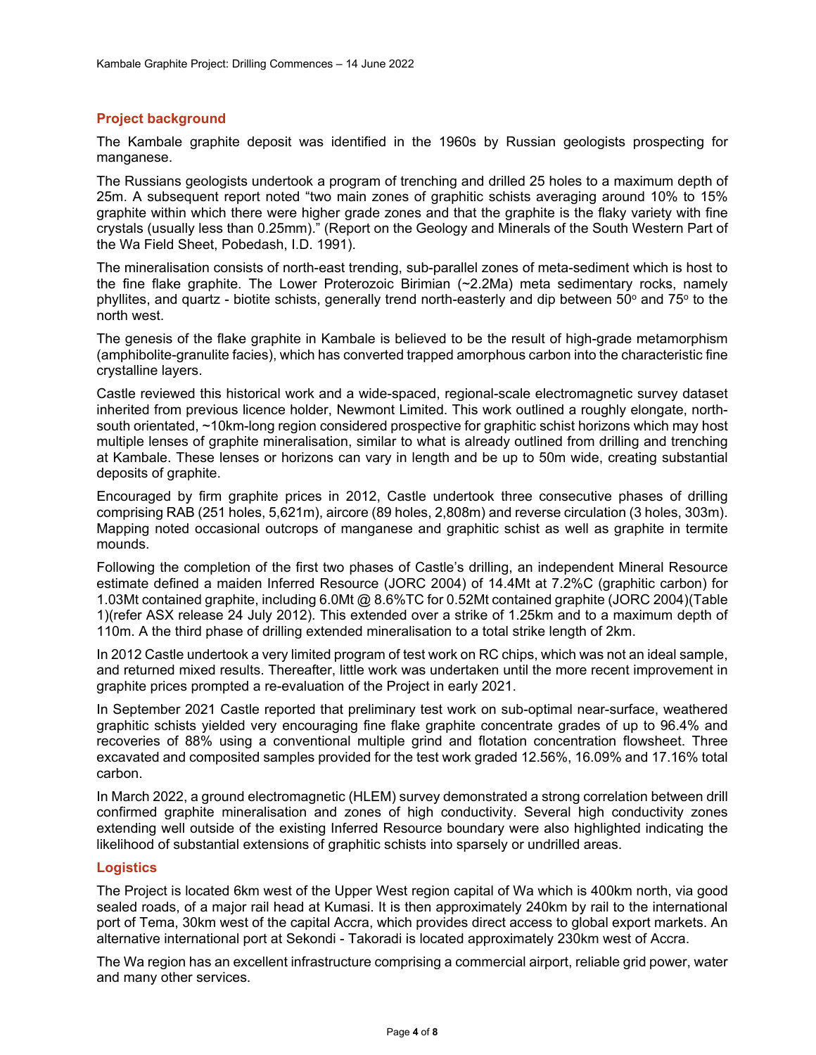## Project background

The Kambale graphite deposit was identified in the 1960s by Russian geologists prospecting for manganese.

The Russians geologists undertook a program of trenching and drilled 25 holes to a maximum depth of 25m. A subsequent report noted "two main zones of graphitic schists averaging around 10% to 15% graphite within which there were higher grade zones and that the graphite is the flaky variety with fine crystals (usually less than 0.25mm)." (Report on the Geology and Minerals of the South Western Part of the Wa Field Sheet, Pobedash, I.D. 1991).

The mineralisation consists of north-east trending, sub-parallel zones of meta-sediment which is host to the fine flake graphite. The Lower Proterozoic Birimian (~2.2Ma) meta sedimentary rocks, namely phyllites, and quartz - biotite schists, generally trend north-easterly and dip between 50° and 75° to the north west.

The genesis of the flake graphite in Kambale is believed to be the result of high-grade metamorphism (amphibolite-granulite facies), which has converted trapped amorphous carbon into the characteristic fine crystalline layers.

Castle reviewed this historical work and a wide-spaced, regional-scale electromagnetic survey dataset inherited from previous licence holder, Newmont Limited. This work outlined a roughly elongate, north-south orientated, ~10km-long region considered prospective for graphitic schist horizons which may host multiple lenses of graphite mineralisation, similar to what is already outlined from drilling and trenching at Kambale. These lenses or horizons can vary in length and be up to 50m wide, creating substantial deposits of graphite.

Encouraged by firm graphite prices in 2012, Castle undertook three consecutive phases of drilling comprising RAB (251 holes, 5,621m), aircore (89 holes, 2,808m) and reverse circulation (3 holes, 303m). Mapping noted occasional outcrops of manganese and graphitic schist as well as graphite in termite mounds.

Following the completion of the first two phases of Castle's drilling, an independent Mineral Resource estimate defined a maiden Inferred Resource (JORC 2004) of 14.4Mt at 7.2%C (graphitic carbon) for 1.03Mt contained graphite, including 6.0Mt @ 8.6%TC for 0.52Mt contained graphite (JORC 2004)(Table 1)(refer ASX release 24 July 2012). This extended over a strike of 1.25km and to a maximum depth of 110m. A the third phase of drilling extended mineralisation to a total strike length of 2km.

In 2012 Castle undertook a very limited program of test work on RC chips, which was not an ideal sample, and returned mixed results. Thereafter, little work was undertaken until the more recent improvement in graphite prices prompted a re-evaluation of the Project in early 2021.

In September 2021 Castle reported that preliminary test work on sub-optimal near-surface, weathered graphitic schists yielded very encouraging fine flake graphite concentrate grades of up to 96.4% and recoveries of 88% using a conventional multiple grind and flotation concentration flowsheet. Three excavated and composited samples provided for the test work graded 12.56%, 16.09% and 17.16% total carbon.

In March 2022, a ground electromagnetic (HLEM) survey demonstrated a strong correlation between drill confirmed graphite mineralisation and zones of high conductivity. Several high conductivity zones extending well outside of the existing Inferred Resource boundary were also highlighted indicating the likelihood of substantial extensions of graphitic schists into sparsely or undrilled areas.

## Logistics

The Project is located 6km west of the Upper West region capital of Wa which is 400km north, via good sealed roads, of a major rail head at Kumasi. It is then approximately 240km by rail to the international port of Tema, 30km west of the capital Accra, which provides direct access to global export markets. An alternative international port at Sekondi - Takoradi is located approximately 230km west of Accra.

The Wa region has an excellent infrastructure comprising a commercial airport, reliable grid power, water and many other services.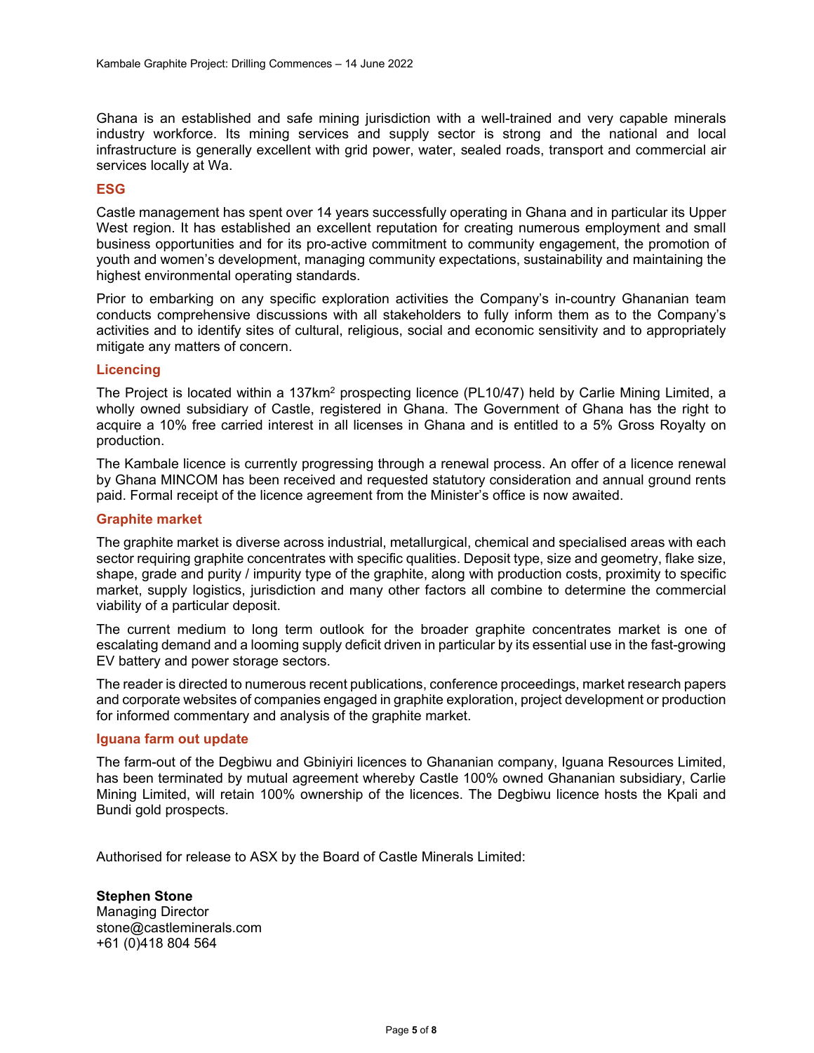Ghana is an established and safe mining jurisdiction with a well-trained and very capable minerals industry workforce. Its mining services and supply sector is strong and the national and local infrastructure is generally excellent with grid power, water, sealed roads, transport and commercial air services locally at Wa.

## ESG

Castle management has spent over 14 years successfully operating in Ghana and in particular its Upper West region. It has established an excellent reputation for creating numerous employment and small business opportunities and for its pro-active commitment to community engagement, the promotion of youth and women's development, managing community expectations, sustainability and maintaining the highest environmental operating standards.

Prior to embarking on any specific exploration activities the Company's in-country Ghanaian team conducts comprehensive discussions with all stakeholders to fully inform them as to the Company's activities and to identify sites of cultural, religious, social and economic sensitivity and to appropriately mitigate any matters of concern.

## Licencing

The Project is located within a 137km$^2$ prospecting licence (PL10/47) held by Carlie Mining Limited, a wholly owned subsidiary of Castle, registered in Ghana. The Government of Ghana has the right to acquire a 10% free carried interest in all licenses in Ghana and is entitled to a 5% Gross Royalty on production.

The Kambale licence is currently progressing through a renewal process. An offer of a licence renewal by Ghana MINCOM has been received and requested statutory consideration and annual ground rents paid. Formal receipt of the licence agreement from the Minister's office is now awaited.

## Graphite market

The graphite market is diverse across industrial, metallurgical, chemical and specialised areas with each sector requiring graphite concentrates with specific qualities. Deposit type, size and geometry, flake size, shape, grade and purity / impurity type of the graphite, along with production costs, proximity to specific market, supply logistics, jurisdiction and many other factors all combine to determine the commercial viability of a particular deposit.

The current medium to long term outlook for the broader graphite concentrates market is one of escalating demand and a looming supply deficit driven in particular by its essential use in the fast-growing EV battery and power storage sectors.

The reader is directed to numerous recent publications, conference proceedings, market research papers and corporate websites of companies engaged in graphite exploration, project development or production for informed commentary and analysis of the graphite market.

## Iguana farm out update

The farm-out of the Degbiwu and Gbiniyiri licences to Ghananian company, Iguana Resources Limited, has been terminated by mutual agreement whereby Castle 100% owned Ghananian subsidiary, Carlie Mining Limited, will retain 100% ownership of the licences. The Degbiwu licence hosts the Kpali and Bundi gold prospects.

Authorised for release to ASX by the Board of Castle Minerals Limited:

**Stephen Stone**
Managing Director
stone@castleminerals.com
+61 (0)418 804 564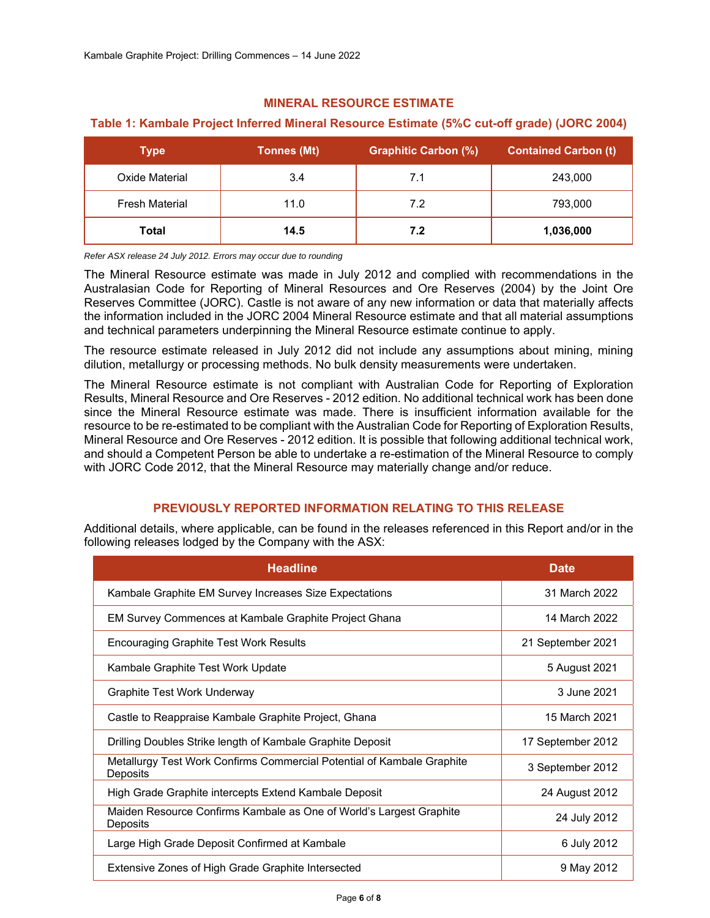## MINERAL RESOURCE ESTIMATE

### Table 1: Kambale Project Inferred Mineral Resource Estimate (5%C cut-off grade) (JORC 2004)

| Type | Tonnes (Mt) | Graphitic Carbon (%) | Contained Carbon (t) |
|---|---|---|---|
| Oxide Material | 3.4 | 7.1 | 243,000 |
| Fresh Material | 11.0 | 7.2 | 793,000 |
| **Total** | **14.5** | **7.2** | **1,036,000** |

*Refer ASX release 24 July 2012. Errors may occur due to rounding*

The Mineral Resource estimate was made in July 2012 and complied with recommendations in the Australasian Code for Reporting of Mineral Resources and Ore Reserves (2004) by the Joint Ore Reserves Committee (JORC). Castle is not aware of any new information or data that materially affects the information included in the JORC 2004 Mineral Resource estimate and that all material assumptions and technical parameters underpinning the Mineral Resource estimate continue to apply.

The resource estimate released in July 2012 did not include any assumptions about mining, mining dilution, metallurgy or processing methods. No bulk density measurements were undertaken.

The Mineral Resource estimate is not compliant with Australian Code for Reporting of Exploration Results, Mineral Resource and Ore Reserves - 2012 edition. No additional technical work has been done since the Mineral Resource estimate was made. There is insufficient information available for the resource to be re-estimated to be compliant with the Australian Code for Reporting of Exploration Results, Mineral Resource and Ore Reserves - 2012 edition. It is possible that following additional technical work, and should a Competent Person be able to undertake a re-estimation of the Mineral Resource to comply with JORC Code 2012, that the Mineral Resource may materially change and/or reduce.

## PREVIOUSLY REPORTED INFORMATION RELATING TO THIS RELEASE

Additional details, where applicable, can be found in the releases referenced in this Report and/or in the following releases lodged by the Company with the ASX:

| Headline | Date |
|---|---|
| Kambale Graphite EM Survey Increases Size Expectations | 31 March 2022 |
| EM Survey Commences at Kambale Graphite Project Ghana | 14 March 2022 |
| Encouraging Graphite Test Work Results | 21 September 2021 |
| Kambale Graphite Test Work Update | 5 August 2021 |
| Graphite Test Work Underway | 3 June 2021 |
| Castle to Reappraise Kambale Graphite Project, Ghana | 15 March 2021 |
| Drilling Doubles Strike length of Kambale Graphite Deposit | 17 September 2012 |
| Metallurgy Test Work Confirms Commercial Potential of Kambale Graphite Deposits | 3 September 2012 |
| High Grade Graphite intercepts Extend Kambale Deposit | 24 August 2012 |
| Maiden Resource Confirms Kambale as One of World's Largest Graphite Deposits | 24 July 2012 |
| Large High Grade Deposit Confirmed at Kambale | 6 July 2012 |
| Extensive Zones of High Grade Graphite Intersected | 9 May 2012 |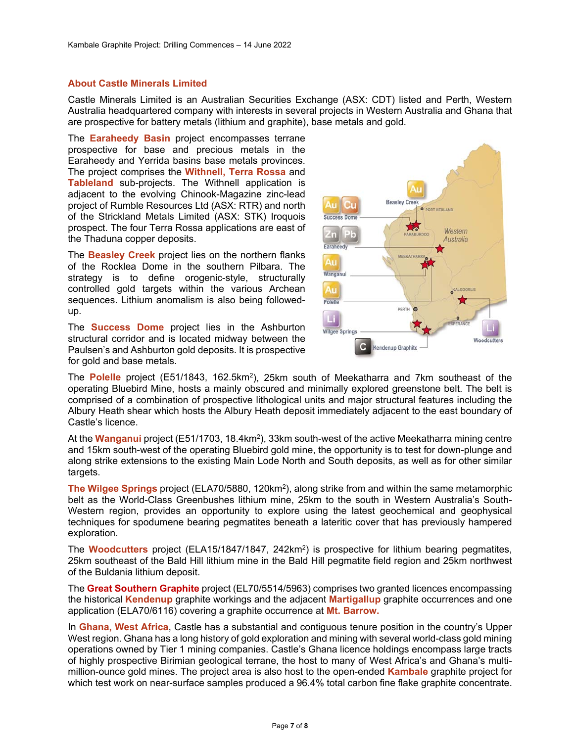## About Castle Minerals Limited

Castle Minerals Limited is an Australian Securities Exchange (ASX: CDT) listed and Perth, Western Australia headquartered company with interests in several projects in Western Australia and Ghana that are prospective for battery metals (lithium and graphite), base metals and gold.

The **Earaheedy Basin** project encompasses terrane prospective for base and precious metals in the Earaheedy and Yerrida basins base metals provinces. The project comprises the **Withnell, Terra Rossa** and **Tableland** sub-projects. The Withnell application is adjacent to the evolving Chinook-Magazine zinc-lead project of Rumble Resources Ltd (ASX: RTR) and north of the Strickland Metals Limited (ASX: STK) Iroquois prospect. The four Terra Rossa applications are east of the Thaduna copper deposits.

The **Beasley Creek** project lies on the northern flanks of the Rocklea Dome in the southern Pilbara. The strategy is to define orogenic-style, structurally controlled gold targets within the various Archean sequences. Lithium anomalism is also being followed-up.

The **Success Dome** project lies in the Ashburton structural corridor and is located midway between the Paulsen's and Ashburton gold deposits. It is prospective for gold and base metals.

The **Polelle** project (E51/1843, 162.5km$^2$), 25km south of Meekatharra and 7km southeast of the operating Bluebird Mine, hosts a mainly obscured and minimally explored greenstone belt. The belt is comprised of a combination of prospective lithological units and major structural features including the Albury Heath shear which hosts the Albury Heath deposit immediately adjacent to the east boundary of Castle's licence.

At the **Wanganui** project (E51/1703, 18.4km$^2$), 33km south-west of the active Meekatharra mining centre and 15km south-west of the operating Bluebird gold mine, the opportunity is to test for down-plunge and along strike extensions to the existing Main Lode North and South deposits, as well as for other similar targets.

**The Wilgee Springs** project (ELA70/5880, 120km$^2$), along strike from and within the same metamorphic belt as the World-Class Greenbushes lithium mine, 25km to the south in Western Australia's South-Western region, provides an opportunity to explore using the latest geochemical and geophysical techniques for spodumene bearing pegmatites beneath a lateritic cover that has previously hampered exploration.

The **Woodcutters** project (ELA15/1847/1847, 242km$^2$) is prospective for lithium bearing pegmatites, 25km southeast of the Bald Hill lithium mine in the Bald Hill pegmatite field region and 25km northwest of the Buldania lithium deposit.

The **Great Southern Graphite** project (EL70/5514/5963) comprises two granted licences encompassing the historical **Kendenup** graphite workings and the adjacent **Martigallup** graphite occurrences and one application (ELA70/6116) covering a graphite occurrence at **Mt. Barrow.**

In **Ghana, West Africa**, Castle has a substantial and contiguous tenure position in the country's Upper West region. Ghana has a long history of gold exploration and mining with several world-class gold mining operations owned by Tier 1 mining companies. Castle's Ghana licence holdings encompass large tracts of highly prospective Birimian geological terrane, the host to many of West Africa's and Ghana's multi-million-ounce gold mines. The project area is also host to the open-ended **Kambale** graphite project for which test work on near-surface samples produced a 96.4% total carbon fine flake graphite concentrate.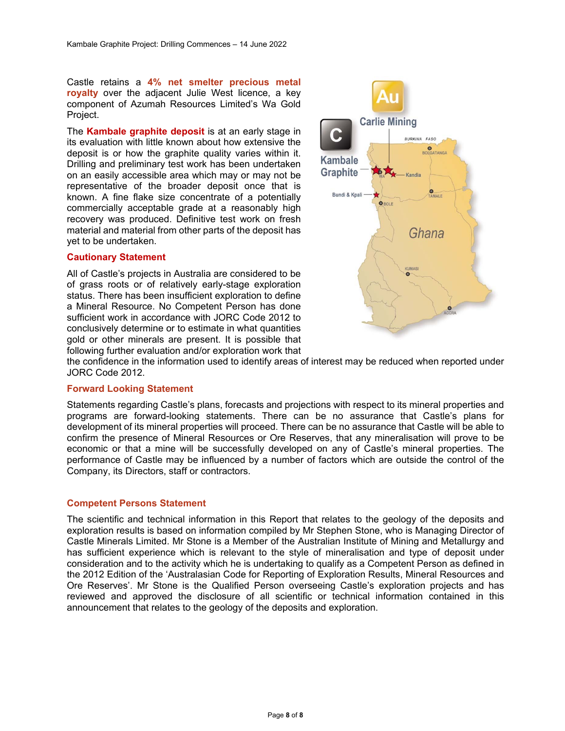Castle retains a **4% net smelter precious metal royalty** over the adjacent Julie West licence, a key component of Azumah Resources Limited's Wa Gold Project.

The **Kambale graphite deposit** is at an early stage in its evaluation with little known about how extensive the deposit is or how the graphite quality varies within it. Drilling and preliminary test work has been undertaken on an easily accessible area which may or may not be representative of the broader deposit once that is known. A fine flake size concentrate of a potentially commercially acceptable grade at a reasonably high recovery was produced. Definitive test work on fresh material and material from other parts of the deposit has yet to be undertaken.

Au
Carlie Mining
C
Kambale Graphite
BURKINA FASO
BOLGATANGA
WA
Kandia
Bundi & Kpali
BOLE
TAMALE
Ghana
KUMASI
ACCRA

### Cautionary Statement

All of Castle's projects in Australia are considered to be of grass roots or of relatively early-stage exploration status. There has been insufficient exploration to define a Mineral Resource. No Competent Person has done sufficient work in accordance with JORC Code 2012 to conclusively determine or to estimate in what quantities gold or other minerals are present. It is possible that following further evaluation and/or exploration work that the confidence in the information used to identify areas of interest may be reduced when reported under JORC Code 2012.

### Forward Looking Statement

Statements regarding Castle's plans, forecasts and projections with respect to its mineral properties and programs are forward-looking statements. There can be no assurance that Castle's plans for development of its mineral properties will proceed. There can be no assurance that Castle will be able to confirm the presence of Mineral Resources or Ore Reserves, that any mineralisation will prove to be economic or that a mine will be successfully developed on any of Castle's mineral properties. The performance of Castle may be influenced by a number of factors which are outside the control of the Company, its Directors, staff or contractors.

### Competent Persons Statement

The scientific and technical information in this Report that relates to the geology of the deposits and exploration results is based on information compiled by Mr Stephen Stone, who is Managing Director of Castle Minerals Limited. Mr Stone is a Member of the Australian Institute of Mining and Metallurgy and has sufficient experience which is relevant to the style of mineralisation and type of deposit under consideration and to the activity which he is undertaking to qualify as a Competent Person as defined in the 2012 Edition of the 'Australasian Code for Reporting of Exploration Results, Mineral Resources and Ore Reserves'. Mr Stone is the Qualified Person overseeing Castle's exploration projects and has reviewed and approved the disclosure of all scientific or technical information contained in this announcement that relates to the geology of the deposits and exploration.